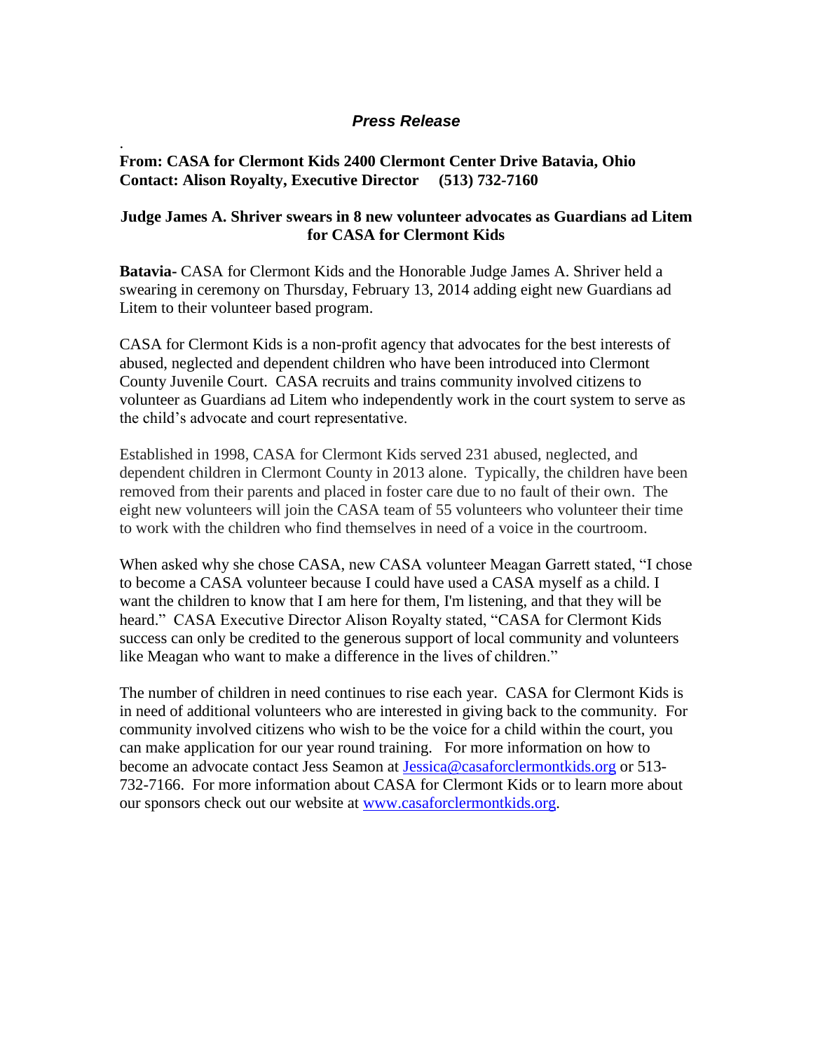*__Press Release__*

.

**From: CASA for Clermont Kids 2400 Clermont Center Drive Batavia, Ohio**
**Contact: Alison Royalty, Executive Director (513) 732-7160**

## Judge James A. Shriver swears in 8 new volunteer advocates as Guardians ad Litem for CASA for Clermont Kids

**Batavia-** CASA for Clermont Kids and the Honorable Judge James A. Shriver held a swearing in ceremony on Thursday, February 13, 2014 adding eight new Guardians ad Litem to their volunteer based program.

CASA for Clermont Kids is a non-profit agency that advocates for the best interests of abused, neglected and dependent children who have been introduced into Clermont County Juvenile Court. CASA recruits and trains community involved citizens to volunteer as Guardians ad Litem who independently work in the court system to serve as the child's advocate and court representative.

Established in 1998, CASA for Clermont Kids served 231 abused, neglected, and dependent children in Clermont County in 2013 alone. Typically, the children have been removed from their parents and placed in foster care due to no fault of their own. The eight new volunteers will join the CASA team of 55 volunteers who volunteer their time to work with the children who find themselves in need of a voice in the courtroom.

When asked why she chose CASA, new CASA volunteer Meagan Garrett stated, "I chose to become a CASA volunteer because I could have used a CASA myself as a child. I want the children to know that I am here for them, I'm listening, and that they will be heard." CASA Executive Director Alison Royalty stated, "CASA for Clermont Kids success can only be credited to the generous support of local community and volunteers like Meagan who want to make a difference in the lives of children."

The number of children in need continues to rise each year. CASA for Clermont Kids is in need of additional volunteers who are interested in giving back to the community. For community involved citizens who wish to be the voice for a child within the court, you can make application for our year round training. For more information on how to become an advocate contact Jess Seamon at Jessica@casaforclermontkids.org or 513-732-7166. For more information about CASA for Clermont Kids or to learn more about our sponsors check out our website at www.casaforclermontkids.org.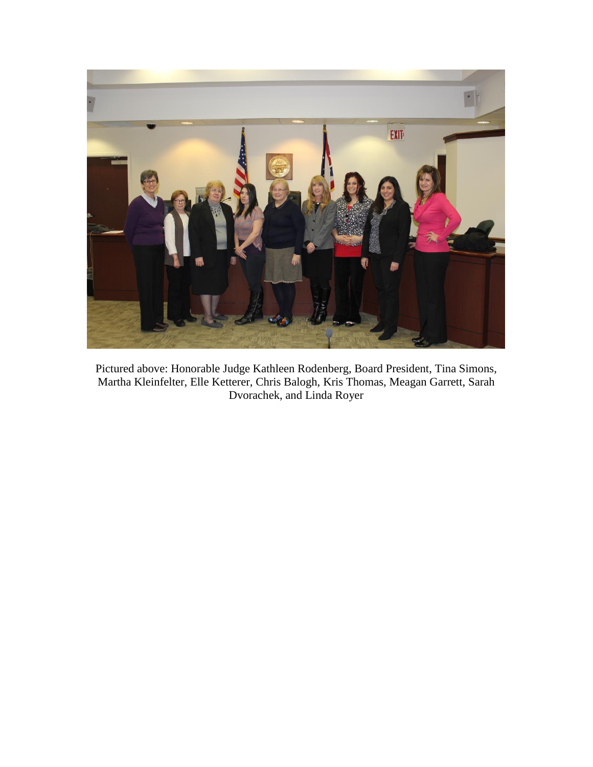Pictured above: Honorable Judge Kathleen Rodenberg, Board President, Tina Simons, Martha Kleinfelter, Elle Ketterer, Chris Balogh, Kris Thomas, Meagan Garrett, Sarah Dvorachek, and Linda Royer